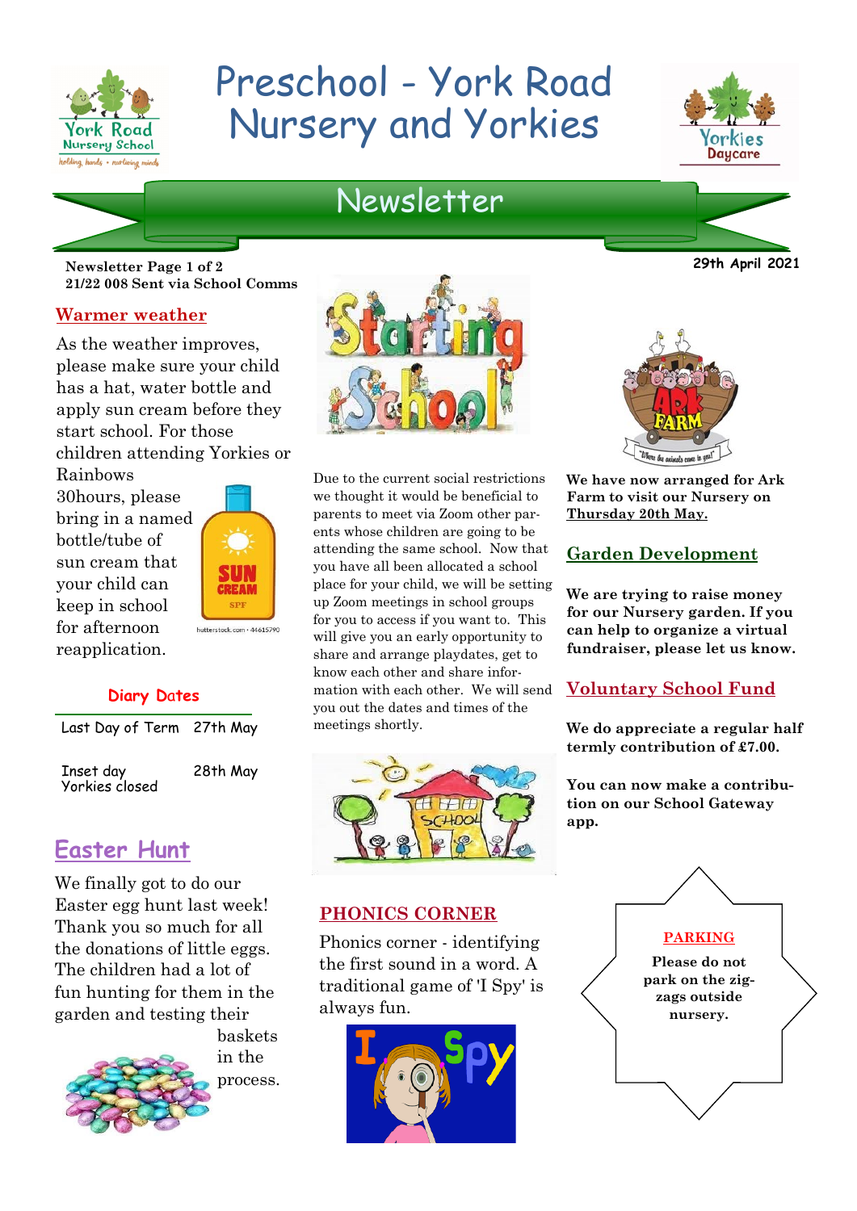# Preschool - York Road Nursery and Yorkies

## Newsletter

**Newsletter Page 1 of 2**
**21/22 008 Sent via School Comms**

**29th April 2021**

### Warmer weather

As the weather improves, please make sure your child has a hat, water bottle and apply sun cream before they start school. For those children attending Yorkies or Rainbows 30hours, please bring in a named bottle/tube of sun cream that your child can keep in school for afternoon reapplication.

### Diary Dates

| | |
|---|---|
| Last Day of Term | 27th May |
| Inset day Yorkies closed | 28th May |

### Easter Hunt

We finally got to do our Easter egg hunt last week! Thank you so much for all the donations of little eggs. The children had a lot of fun hunting for them in the garden and testing their baskets in the process.

### Starting School

Due to the current social restrictions we thought it would be beneficial to parents to meet via Zoom other parents whose children are going to be attending the same school. Now that you have all been allocated a school place for your child, we will be setting up Zoom meetings in school groups for you to access if you want to. This will give you an early opportunity to share and arrange playdates, get to know each other and share information with each other. We will send you out the dates and times of the meetings shortly.

### PHONICS CORNER

Phonics corner - identifying the first sound in a word. A traditional game of 'I Spy' is always fun.

**We have now arranged for Ark Farm to visit our Nursery on Thursday 20th May.**

### Garden Development

**We are trying to raise money for our Nursery garden. If you can help to organize a virtual fundraiser, please let us know.**

### Voluntary School Fund

**We do appreciate a regular half termly contribution of £7.00.**

**You can now make a contribution on our School Gateway app.**

### PARKING

**Please do not park on the zig-zags outside nursery.**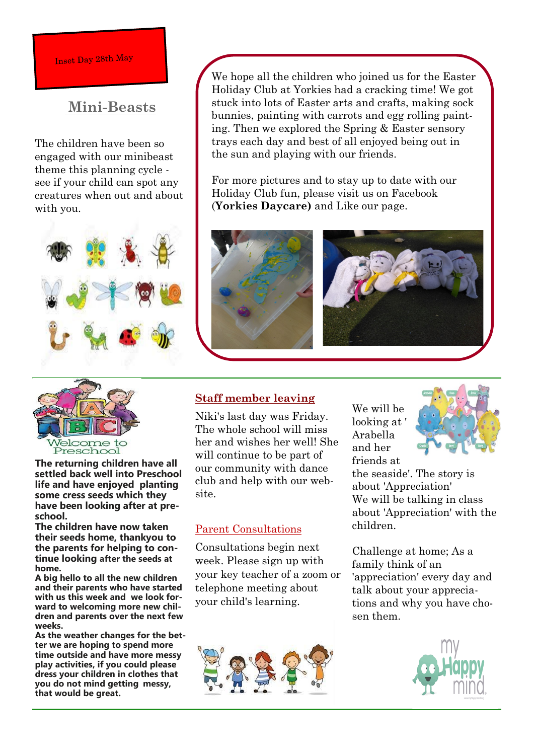Inset Day 28th May

## Mini-Beasts

The children have been so engaged with our minibeast theme this planning cycle - see if your child can spot any creatures when out and about with you.

We hope all the children who joined us for the Easter Holiday Club at Yorkies had a cracking time! We got stuck into lots of Easter arts and crafts, making sock bunnies, painting with carrots and egg rolling painting. Then we explored the Spring & Easter sensory trays each day and best of all enjoyed being out in the sun and playing with our friends.

For more pictures and to stay up to date with our Holiday Club fun, please visit us on Facebook (**Yorkies Daycare)** and Like our page.

Welcome to Preschool

**The returning children have all settled back well into Preschool life and have enjoyed planting some cress seeds which they have been looking after at preschool.**

**The children have now taken their seeds home, thankyou to the parents for helping to continue looking after the seeds at home.**

**A big hello to all the new children and their parents who have started with us this week and we look forward to welcoming more new children and parents over the next few weeks.**

**As the weather changes for the better we are hoping to spend more time outside and have more messy play activities, if you could please dress your children in clothes that you do not mind getting messy, that would be great.**

## Staff member leaving

Niki's last day was Friday. The whole school will miss her and wishes her well! She will continue to be part of our community with dance club and help with our website.

## Parent Consultations

Consultations begin next week. Please sign up with your key teacher of a zoom or telephone meeting about your child's learning.

We will be looking at ' Arabella and her friends at the seaside'. The story is about 'Appreciation'
We will be talking in class about 'Appreciation' with the children.

Challenge at home; As a family think of an 'appreciation' every day and talk about your appreciations and why you have chosen them.

my Happy mind